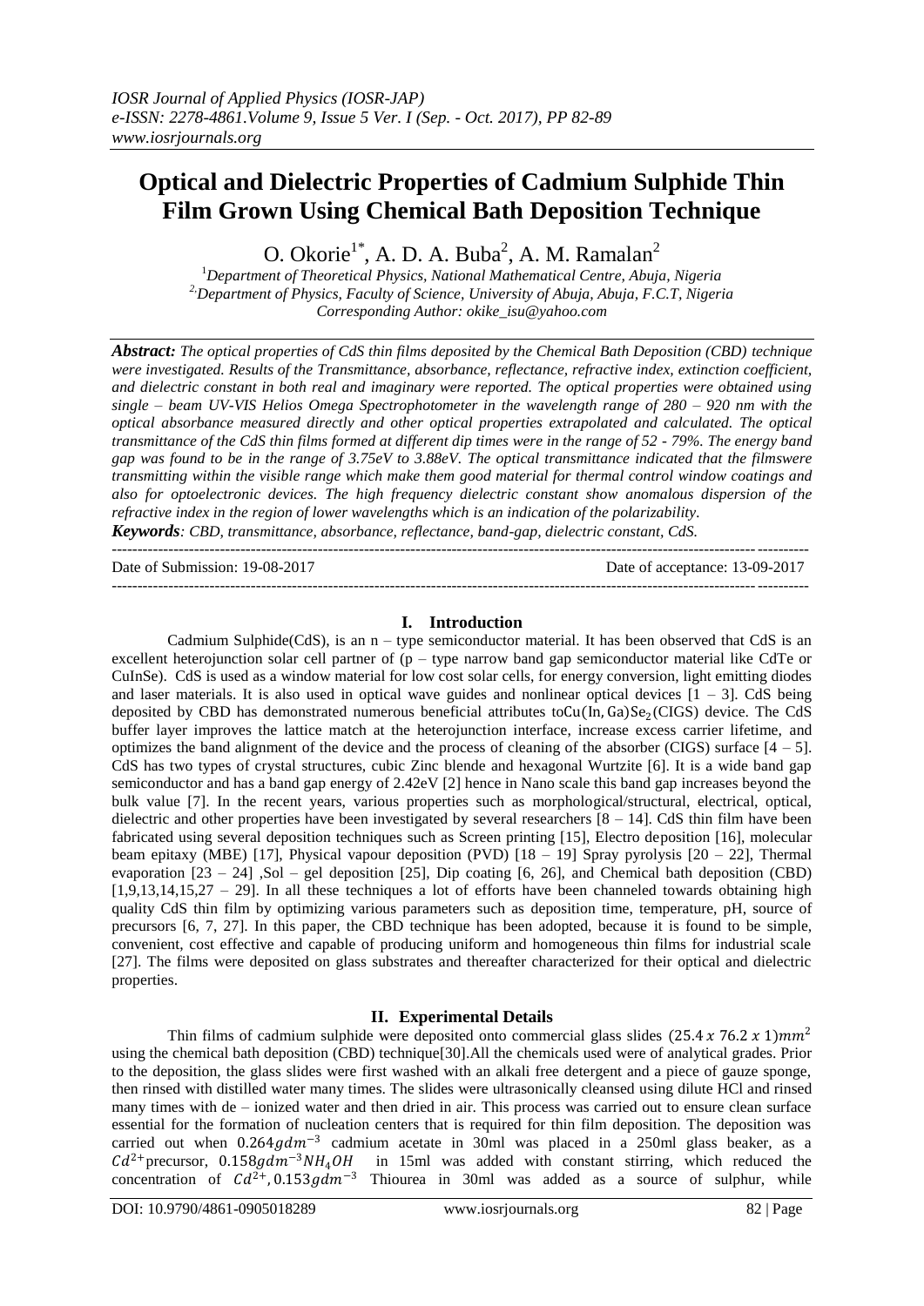# Optical and Dielectric Properties of Cadmium Sulphide Thin Film Grown Using Chemical Bath Deposition Technique

O. Okorie[1*], A. D. A. Buba[2], A. M. Ramalan[2]

[1]*Department of Theoretical Physics, National Mathematical Centre, Abuja, Nigeria*
[2]*Department of Physics, Faculty of Science, University of Abuja, Abuja, F.C.T, Nigeria*
*Corresponding Author: okike_isu@yahoo.com*

***Abstract:*** *The optical properties of CdS thin films deposited by the Chemical Bath Deposition (CBD) technique were investigated. Results of the Transmittance, absorbance, reflectance, refractive index, extinction coefficient, and dielectric constant in both real and imaginary were reported. The optical properties were obtained using single – beam UV-VIS Helios Omega Spectrophotometer in the wavelength range of 280 – 920 nm with the optical absorbance measured directly and other optical properties extrapolated and calculated. The optical transmittance of the CdS thin films formed at different dip times were in the range of 52 - 79%. The energy band gap was found to be in the range of 3.75eV to 3.88eV. The optical transmittance indicated that the filmswere transmitting within the visible range which make them good material for thermal control window coatings and also for optoelectronic devices. The high frequency dielectric constant show anomalous dispersion of the refractive index in the region of lower wavelengths which is an indication of the polarizability.*

***Keywords****: CBD, transmittance, absorbance, reflectance, band-gap, dielectric constant, CdS.*

---

Date of Submission: 19-08-2017 | Date of acceptance: 13-09-2017

---

## I. Introduction

Cadmium Sulphide(CdS), is an n – type semiconductor material. It has been observed that CdS is an excellent heterojunction solar cell partner of (p – type narrow band gap semiconductor material like CdTe or CuInSe). CdS is used as a window material for low cost solar cells, for energy conversion, light emitting diodes and laser materials. It is also used in optical wave guides and nonlinear optical devices [1 – 3]. CdS being deposited by CBD has demonstrated numerous beneficial attributes to$Cu(In, Ga)Se_2$(CIGS) device. The CdS buffer layer improves the lattice match at the heterojunction interface, increase excess carrier lifetime, and optimizes the band alignment of the device and the process of cleaning of the absorber (CIGS) surface [4 – 5]. CdS has two types of crystal structures, cubic Zinc blende and hexagonal Wurtzite [6]. It is a wide band gap semiconductor and has a band gap energy of 2.42eV [2] hence in Nano scale this band gap increases beyond the bulk value [7]. In the recent years, various properties such as morphological/structural, electrical, optical, dielectric and other properties have been investigated by several researchers [8 – 14]. CdS thin film have been fabricated using several deposition techniques such as Screen printing [15], Electro deposition [16], molecular beam epitaxy (MBE) [17], Physical vapour deposition (PVD) [18 – 19] Spray pyrolysis [20 – 22], Thermal evaporation [23 – 24] ,Sol – gel deposition [25], Dip coating [6, 26], and Chemical bath deposition (CBD) [1,9,13,14,15,27 – 29]. In all these techniques a lot of efforts have been channeled towards obtaining high quality CdS thin film by optimizing various parameters such as deposition time, temperature, pH, source of precursors [6, 7, 27]. In this paper, the CBD technique has been adopted, because it is found to be simple, convenient, cost effective and capable of producing uniform and homogeneous thin films for industrial scale [27]. The films were deposited on glass substrates and thereafter characterized for their optical and dielectric properties.

## II. Experimental Details

Thin films of cadmium sulphide were deposited onto commercial glass slides $(25.4\,x\,76.2\,x\,1)mm^2$ using the chemical bath deposition (CBD) technique[30].All the chemicals used were of analytical grades. Prior to the deposition, the glass slides were first washed with an alkali free detergent and a piece of gauze sponge, then rinsed with distilled water many times. The slides were ultrasonically cleansed using dilute HCl and rinsed many times with de – ionized water and then dried in air. This process was carried out to ensure clean surface essential for the formation of nucleation centers that is required for thin film deposition. The deposition was carried out when $0.264gdm^{-3}$ cadmium acetate in 30ml was placed in a 250ml glass beaker, as a $Cd^{2+}$precursor, $0.158gdm^{-3}NH_4OH$ in 15ml was added with constant stirring, which reduced the concentration of $Cd^{2+}$, $0.153gdm^{-3}$ Thiourea in 30ml was added as a source of sulphur, while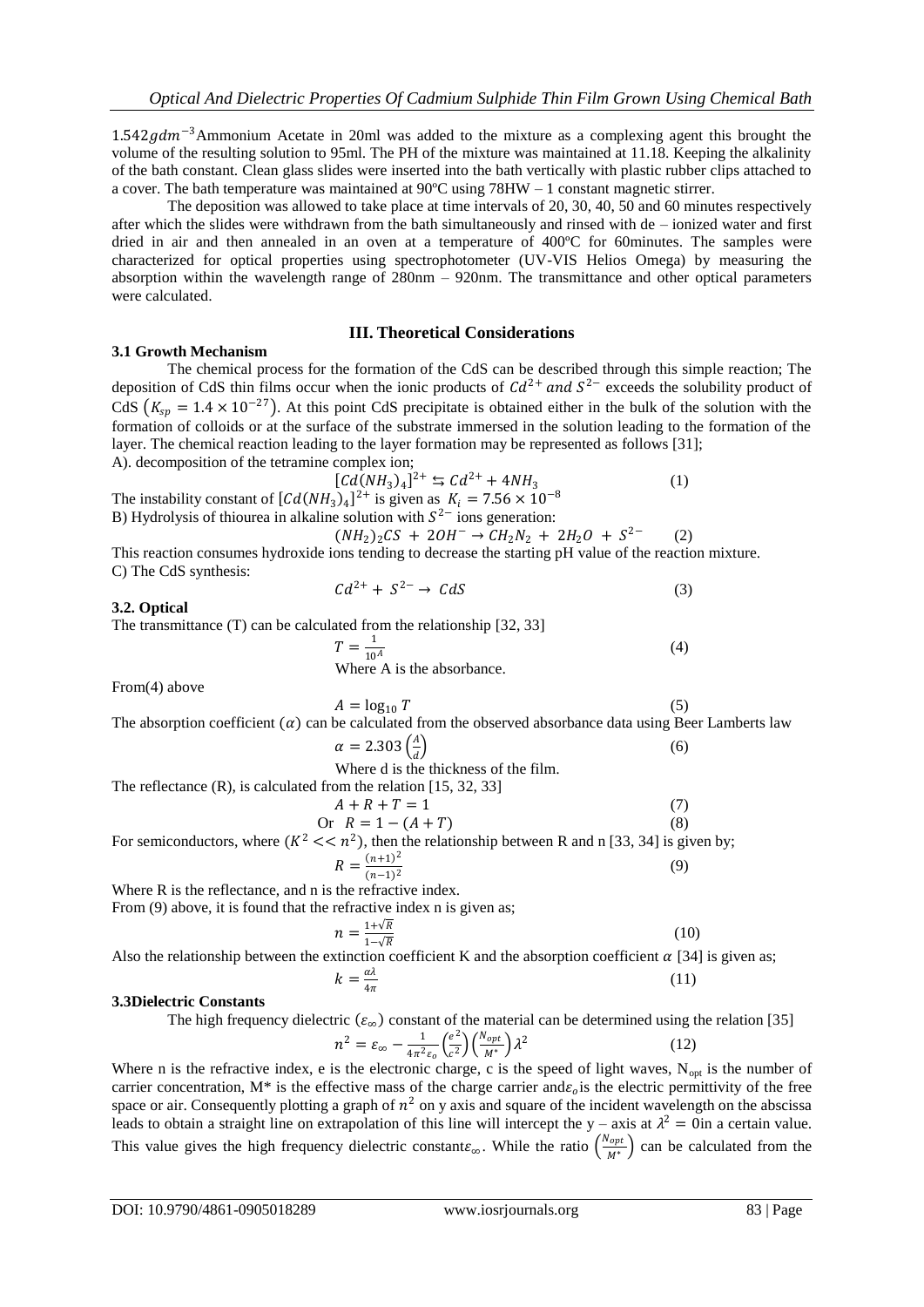$1.542 gdm^{-3}$Ammonium Acetate in 20ml was added to the mixture as a complexing agent this brought the volume of the resulting solution to 95ml. The PH of the mixture was maintained at 11.18. Keeping the alkalinity of the bath constant. Clean glass slides were inserted into the bath vertically with plastic rubber clips attached to a cover. The bath temperature was maintained at 90ºC using 78HW – 1 constant magnetic stirrer.

The deposition was allowed to take place at time intervals of 20, 30, 40, 50 and 60 minutes respectively after which the slides were withdrawn from the bath simultaneously and rinsed with de – ionized water and first dried in air and then annealed in an oven at a temperature of 400ºC for 60minutes. The samples were characterized for optical properties using spectrophotometer (UV-VIS Helios Omega) by measuring the absorption within the wavelength range of 280nm – 920nm. The transmittance and other optical parameters were calculated.

## III. Theoretical Considerations

### 3.1 Growth Mechanism

The chemical process for the formation of the CdS can be described through this simple reaction; The deposition of CdS thin films occur when the ionic products of $Cd^{2+}$ and $S^{2-}$ exceeds the solubility product of CdS ($K_{sp} = 1.4 \times 10^{-27}$). At this point CdS precipitate is obtained either in the bulk of the solution with the formation of colloids or at the surface of the substrate immersed in the solution leading to the formation of the layer. The chemical reaction leading to the layer formation may be represented as follows [31];

A). decomposition of the tetramine complex ion;

$$[Cd(NH_3)_4]^{2+} \leftrightarrows Cd^{2+} + 4NH_3 \quad (1)$$

The instability constant of $[Cd(NH_3)_4]^{2+}$ is given as $K_i = 7.56 \times 10^{-8}$

B) Hydrolysis of thiourea in alkaline solution with $S^{2-}$ ions generation:

$$(NH_2)_2CS + 2OH^- \rightarrow CH_2N_2 + 2H_2O + S^{2-} \quad (2)$$

This reaction consumes hydroxide ions tending to decrease the starting pH value of the reaction mixture.

C) The CdS synthesis:

$$Cd^{2+} + S^{2-} \rightarrow CdS \quad (3)$$

### 3.2. Optical

The transmittance (T) can be calculated from the relationship [32, 33]

$$T = \frac{1}{10^A} \quad (4)$$

Where A is the absorbance.

From(4) above

$$A = \log_{10} T \quad (5)$$

The absorption coefficient ($\alpha$) can be calculated from the observed absorbance data using Beer Lamberts law

$$\alpha = 2.303 \left(\frac{A}{d}\right) \quad (6)$$

Where d is the thickness of the film.

The reflectance (R), is calculated from the relation [15, 32, 33]

$$A + R + T = 1 \quad (7)$$

$$\text{Or} \quad R = 1 - (A + T) \quad (8)$$

For semiconductors, where ($K^2 << n^2$), then the relationship between R and n [33, 34] is given by;

$$R = \frac{(n+1)^2}{(n-1)^2} \quad (9)$$

Where R is the reflectance, and n is the refractive index.

From (9) above, it is found that the refractive index n is given as;

$$n = \frac{1+\sqrt{R}}{1-\sqrt{R}} \quad (10)$$

Also the relationship between the extinction coefficient K and the absorption coefficient $\alpha$ [34] is given as;

$$k = \frac{\alpha\lambda}{4\pi} \quad (11)$$

### 3.3Dielectric Constants

The high frequency dielectric ($\varepsilon_\infty$) constant of the material can be determined using the relation [35]

$$n^2 = \varepsilon_\infty - \frac{1}{4\pi^2\varepsilon_o}\left(\frac{e^2}{c^2}\right)\left(\frac{N_{opt}}{M^*}\right)\lambda^2 \quad (12)$$

Where n is the refractive index, e is the electronic charge, c is the speed of light waves, $N_{opt}$ is the number of carrier concentration, M* is the effective mass of the charge carrier and$\varepsilon_o$is the electric permittivity of the free space or air. Consequently plotting a graph of $n^2$ on y axis and square of the incident wavelength on the abscissa leads to obtain a straight line on extrapolation of this line will intercept the y – axis at $\lambda^2 = 0$in a certain value. This value gives the high frequency dielectric constant$\varepsilon_\infty$. While the ratio $\left(\frac{N_{opt}}{M^*}\right)$ can be calculated from the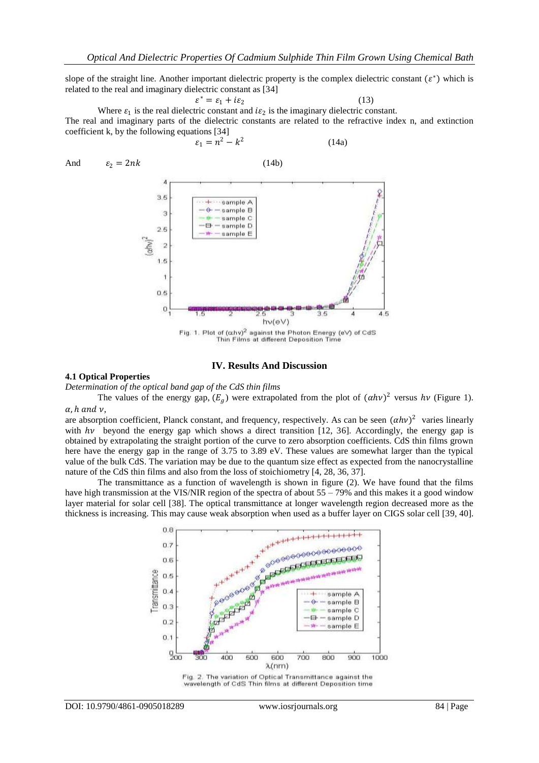slope of the straight line. Another important dielectric property is the complex dielectric constant ($\varepsilon^*$) which is related to the real and imaginary dielectric constant as [34]

$$\varepsilon^* = \varepsilon_1 + i\varepsilon_2 \qquad (13)$$

Where $\varepsilon_1$ is the real dielectric constant and $i\varepsilon_2$ is the imaginary dielectric constant.

The real and imaginary parts of the dielectric constants are related to the refractive index n, and extinction coefficient k, by the following equations [34]

$$\varepsilon_1 = n^2 - k^2 \qquad (14a)$$

And

$$\varepsilon_2 = 2nk \qquad (14b)$$

Fig. 1. Plot of $(\alpha h\nu)^2$ against the Photon Energy (eV) of CdS Thin Films at different Deposition Time

## IV. Results And Discussion

### 4.1 Optical Properties

*Determination of the optical band gap of the CdS thin films*

The values of the energy gap, ($E_g$) were extrapolated from the plot of $(\alpha h\nu)^2$ versus $h\nu$ (Figure 1). $\alpha, h$ *and* $\nu$, are absorption coefficient, Planck constant, and frequency, respectively. As can be seen $(\alpha h\nu)^2$ varies linearly with $h\nu$ beyond the energy gap which shows a direct transition [12, 36]. Accordingly, the energy gap is obtained by extrapolating the straight portion of the curve to zero absorption coefficients. CdS thin films grown here have the energy gap in the range of 3.75 to 3.89 eV. These values are somewhat larger than the typical value of the bulk CdS. The variation may be due to the quantum size effect as expected from the nanocrystalline nature of the CdS thin films and also from the loss of stoichiometry [4, 28, 36, 37].

The transmittance as a function of wavelength is shown in figure (2). We have found that the films have high transmission at the VIS/NIR region of the spectra of about 55 – 79% and this makes it a good window layer material for solar cell [38]. The optical transmittance at longer wavelength region decreased more as the thickness is increasing. This may cause weak absorption when used as a buffer layer on CIGS solar cell [39, 40].

Fig. 2. The variation of Optical Transmittance against the wavelength of CdS Thin films at different Deposition time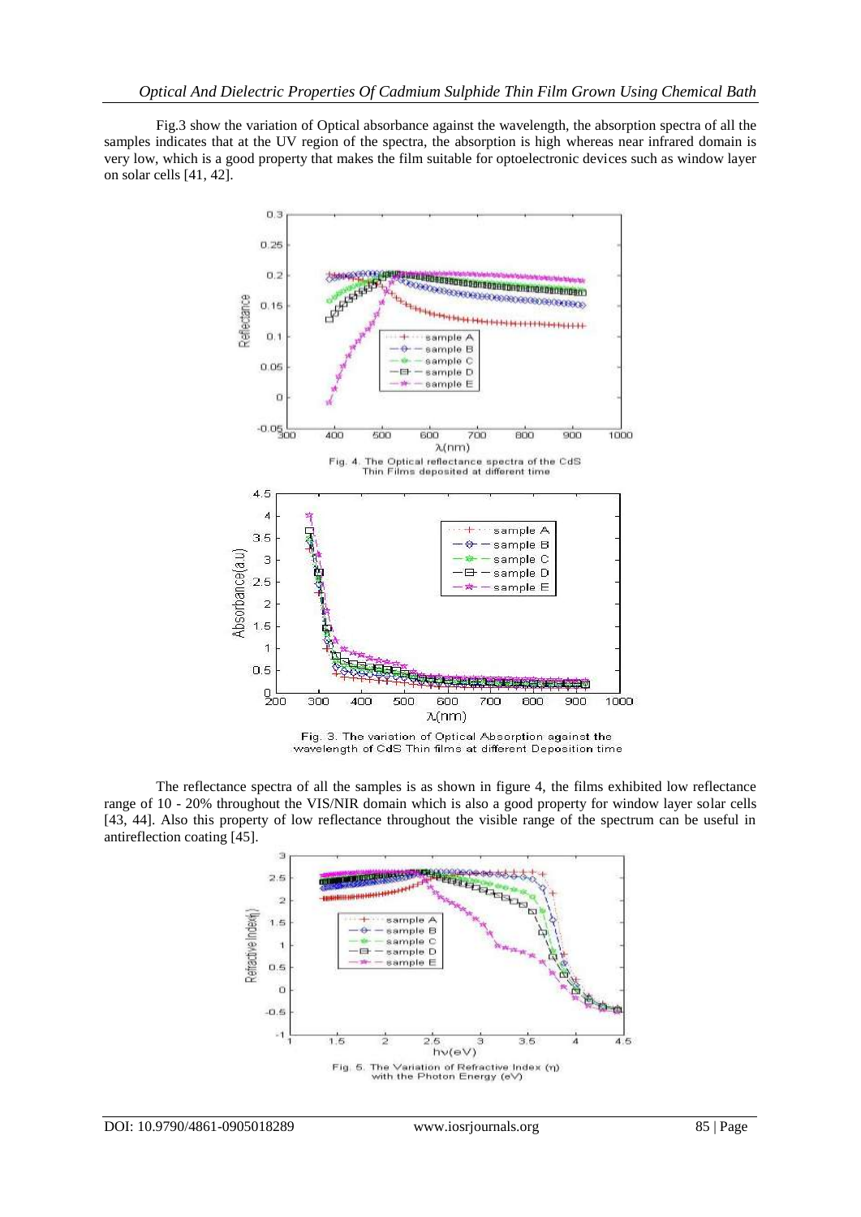Fig.3 show the variation of Optical absorbance against the wavelength, the absorption spectra of all the samples indicates that at the UV region of the spectra, the absorption is high whereas near infrared domain is very low, which is a good property that makes the film suitable for optoelectronic devices such as window layer on solar cells [41, 42].

Fig. 4. The Optical reflectance spectra of the CdS Thin Films deposited at different time

Fig. 3. The variation of Optical Absorption against the wavelength of CdS Thin films at different Deposition time

The reflectance spectra of all the samples is as shown in figure 4, the films exhibited low reflectance range of 10 - 20% throughout the VIS/NIR domain which is also a good property for window layer solar cells [43, 44]. Also this property of low reflectance throughout the visible range of the spectrum can be useful in antireflection coating [45].

Fig. 5. The Variation of Refractive Index ($\eta$) with the Photon Energy (eV)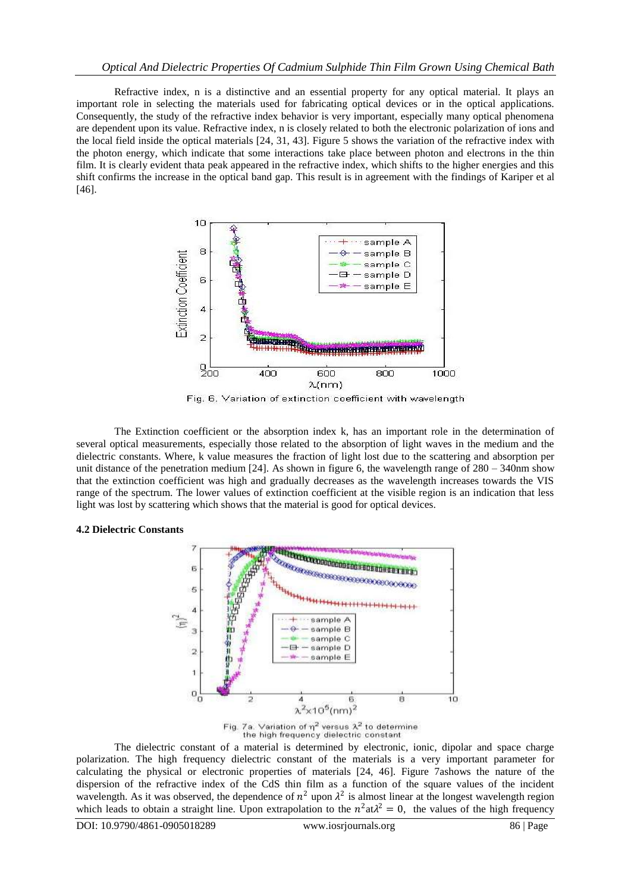Refractive index, n is a distinctive and an essential property for any optical material. It plays an important role in selecting the materials used for fabricating optical devices or in the optical applications. Consequently, the study of the refractive index behavior is very important, especially many optical phenomena are dependent upon its value. Refractive index, n is closely related to both the electronic polarization of ions and the local field inside the optical materials [24, 31, 43]. Figure 5 shows the variation of the refractive index with the photon energy, which indicate that some interactions take place between photon and electrons in the thin film. It is clearly evident thata peak appeared in the refractive index, which shifts to the higher energies and this shift confirms the increase in the optical band gap. This result is in agreement with the findings of Kariper et al [46].

Fig. 6. Variation of extinction coefficient with wavelength

The Extinction coefficient or the absorption index k, has an important role in the determination of several optical measurements, especially those related to the absorption of light waves in the medium and the dielectric constants. Where, k value measures the fraction of light lost due to the scattering and absorption per unit distance of the penetration medium [24]. As shown in figure 6, the wavelength range of 280 – 340nm show that the extinction coefficient was high and gradually decreases as the wavelength increases towards the VIS range of the spectrum. The lower values of extinction coefficient at the visible region is an indication that less light was lost by scattering which shows that the material is good for optical devices.

**4.2 Dielectric Constants**

Fig. 7a. Variation of $\eta^2$ versus $\lambda^2$ to determine the high frequency dielectric constant

The dielectric constant of a material is determined by electronic, ionic, dipolar and space charge polarization. The high frequency dielectric constant of the materials is a very important parameter for calculating the physical or electronic properties of materials [24, 46]. Figure 7ashows the nature of the dispersion of the refractive index of the CdS thin film as a function of the square values of the incident wavelength. As it was observed, the dependence of $n^2$ upon $\lambda^2$ is almost linear at the longest wavelength region which leads to obtain a straight line. Upon extrapolation to the $n^2$at$\lambda^2 = 0$, the values of the high frequency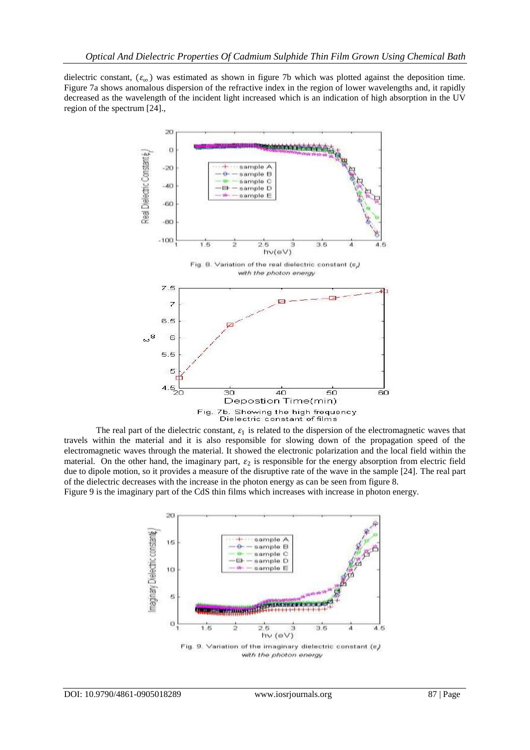dielectric constant, ($\varepsilon_\infty$) was estimated as shown in figure 7b which was plotted against the deposition time. Figure 7a shows anomalous dispersion of the refractive index in the region of lower wavelengths and, it rapidly decreased as the wavelength of the incident light increased which is an indication of high absorption in the UV region of the spectrum [24].,

Fig. 8. Variation of the real dielectric constant ($\varepsilon_r$) with the photon energy

Fig. 7b. Showing the high frequency Dielectric constant of films

The real part of the dielectric constant, $\varepsilon_1$ is related to the dispersion of the electromagnetic waves that travels within the material and it is also responsible for slowing down of the propagation speed of the electromagnetic waves through the material. It showed the electronic polarization and the local field within the material. On the other hand, the imaginary part, $\varepsilon_2$ is responsible for the energy absorption from electric field due to dipole motion, so it provides a measure of the disruptive rate of the wave in the sample [24]. The real part of the dielectric decreases with the increase in the photon energy as can be seen from figure 8.

Figure 9 is the imaginary part of the CdS thin films which increases with increase in photon energy.

Fig. 9. Variation of the imaginary dielectric constant ($\varepsilon_i$) with the photon energy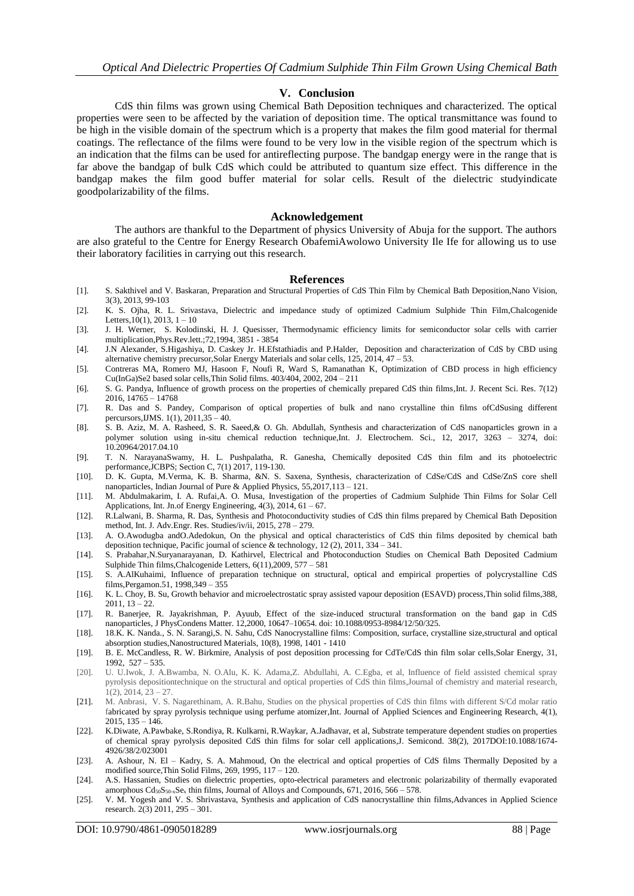## V. Conclusion

CdS thin films was grown using Chemical Bath Deposition techniques and characterized. The optical properties were seen to be affected by the variation of deposition time. The optical transmittance was found to be high in the visible domain of the spectrum which is a property that makes the film good material for thermal coatings. The reflectance of the films were found to be very low in the visible region of the spectrum which is an indication that the films can be used for antireflecting purpose. The bandgap energy were in the range that is far above the bandgap of bulk CdS which could be attributed to quantum size effect. This difference in the bandgap makes the film good buffer material for solar cells. Result of the dielectric studyindicate goodpolarizability of the films.

## Acknowledgement

The authors are thankful to the Department of physics University of Abuja for the support. The authors are also grateful to the Centre for Energy Research ObafemiAwolowo University Ile Ife for allowing us to use their laboratory facilities in carrying out this research.

## References

[1]. S. Sakthivel and V. Baskaran, Preparation and Structural Properties of CdS Thin Film by Chemical Bath Deposition,Nano Vision, 3(3), 2013, 99-103

[2]. K. S. Ojha, R. L. Srivastava, Dielectric and impedance study of optimized Cadmium Sulphide Thin Film,Chalcogenide Letters,10(1), 2013, 1 – 10

[3]. J. H. Werner, S. Kolodinski, H. J. Quesisser, Thermodynamic efficiency limits for semiconductor solar cells with carrier multiplication,Phys.Rev.lett.;72,1994, 3851 - 3854

[4]. J.N Alexander, S.Higashiya, D. Caskey Jr. H.Efstathiadis and P.Halder, Deposition and characterization of CdS by CBD using alternative chemistry precursor,Solar Energy Materials and solar cells, 125, 2014, 47 – 53.

[5]. Contreras MA, Romero MJ, Hasoon F, Noufi R, Ward S, Ramanathan K, Optimization of CBD process in high efficiency Cu(InGa)Se2 based solar cells,Thin Solid films. 403/404, 2002, 204 – 211

[6]. S. G. Pandya, Influence of growth process on the properties of chemically prepared CdS thin films,Int. J. Recent Sci. Res. 7(12) 2016, 14765 – 14768

[7]. R. Das and S. Pandey, Comparison of optical properties of bulk and nano crystalline thin films ofCdSusing different percursors,IJMS. 1(1), 2011,35 – 40.

[8]. S. B. Aziz, M. A. Rasheed, S. R. Saeed,& O. Gh. Abdullah, Synthesis and characterization of CdS nanoparticles grown in a polymer solution using in-situ chemical reduction technique,Int. J. Electrochem. Sci., 12, 2017, 3263 – 3274, doi: 10.20964/2017.04.10

[9]. T. N. NarayanaSwamy, H. L. Pushpalatha, R. Ganesha, Chemically deposited CdS thin film and its photoelectric performance,JCBPS; Section C, 7(1) 2017, 119-130.

[10]. D. K. Gupta, M.Verma, K. B. Sharma, &N. S. Saxena, Synthesis, characterization of CdSe/CdS and CdSe/ZnS core shell nanoparticles, Indian Journal of Pure & Applied Physics, 55,2017,113 – 121.

[11]. M. Abdulmakarim, I. A. Rufai,A. O. Musa, Investigation of the properties of Cadmium Sulphide Thin Films for Solar Cell Applications, Int. Jn.of Energy Engineering, 4(3), 2014, 61 – 67.

[12]. R.Lalwani, B. Sharma, R. Das, Synthesis and Photoconductivity studies of CdS thin films prepared by Chemical Bath Deposition method, Int. J. Adv.Engr. Res. Studies/iv/ii, 2015, 278 – 279.

[13]. A. O.Awodugba andO.Adedokun, On the physical and optical characteristics of CdS thin films deposited by chemical bath deposition technique, Pacific journal of science & technology, 12 (2), 2011, 334 – 341.

[14]. S. Prabahar,N.Suryanarayanan, D. Kathirvel, Electrical and Photoconduction Studies on Chemical Bath Deposited Cadmium Sulphide Thin films,Chalcogenide Letters, 6(11),2009, 577 – 581

[15]. S. A.AlKuhaimi, Influence of preparation technique on structural, optical and empirical properties of polycrystalline CdS films,Pergamon.51, 1998,349 – 355

[16]. K. L. Choy, B. Su, Growth behavior and microelectrostatic spray assisted vapour deposition (ESAVD) process,Thin solid films,388, 2011, 13 – 22.

[17]. R. Banerjee, R. Jayakrishman, P. Ayuub, Effect of the size-induced structural transformation on the band gap in CdS nanoparticles, J PhysCondens Matter. 12,2000, 10647–10654. doi: 10.1088/0953-8984/12/50/325.

[18]. 18.K. K. Nanda., S. N. Sarangi,S. N. Sahu, CdS Nanocrystalline films: Composition, surface, crystalline size,structural and optical absorption studies,Nanostructured Materials, 10(8), 1998, 1401 - 1410

[19]. B. E. McCandless, R. W. Birkmire, Analysis of post deposition processing for CdTe/CdS thin film solar cells,Solar Energy, 31, 1992, 527 – 535.

[20]. U. U.Iwok, J. A.Bwamba, N. O.Alu, K. K. Adama,Z. Abdullahi, A. C.Egba, et al, Influence of field assisted chemical spray pyrolysis depositiontechnique on the structural and optical properties of CdS thin films,Journal of chemistry and material research, 1(2), 2014, 23 – 27.

[21]. M. Anbrasi, V. S. Nagarethinam, A. R.Bahu, Studies on the physical properties of CdS thin films with different S/Cd molar ratio fabricated by spray pyrolysis technique using perfume atomizer,Int. Journal of Applied Sciences and Engineering Research, 4(1), 2015, 135 – 146.

[22]. K.Diwate, A.Pawbake, S.Rondiya, R. Kulkarni, R.Waykar, A.Jadhavar, et al, Substrate temperature dependent studies on properties of chemical spray pyrolysis deposited CdS thin films for solar cell applications,J. Semicond. 38(2), 2017DOI:10.1088/1674-4926/38/2/023001

[23]. A. Ashour, N. El – Kadry, S. A. Mahmoud, On the electrical and optical properties of CdS films Thermally Deposited by a modified source,Thin Solid Films, 269, 1995, 117 – 120.

[24]. A.S. Hassanien, Studies on dielectric properties, opto-electrical parameters and electronic polarizability of thermally evaporated amorphous $Cd_{50}S_{50-x}Se_x$ thin films, Journal of Alloys and Compounds, 671, 2016, 566 – 578.

[25]. V. M. Yogesh and V. S. Shrivastava, Synthesis and application of CdS nanocrystalline thin films,Advances in Applied Science research. 2(3) 2011, 295 – 301.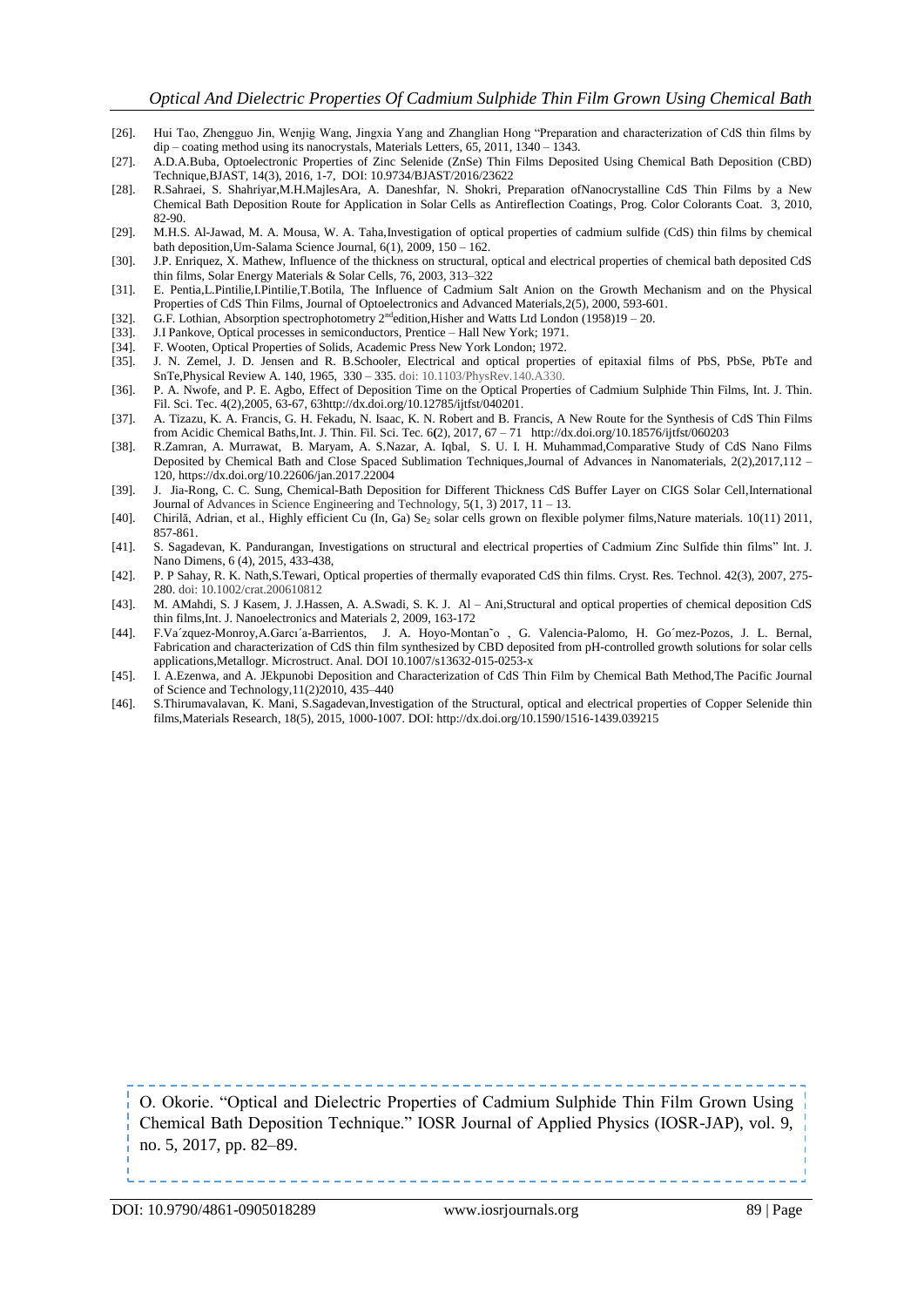[26]. Hui Tao, Zhengguo Jin, Wenjig Wang, Jingxia Yang and Zhanglian Hong "Preparation and characterization of CdS thin films by dip – coating method using its nanocrystals, Materials Letters, 65, 2011, 1340 – 1343.

[27]. A.D.A.Buba, Optoelectronic Properties of Zinc Selenide (ZnSe) Thin Films Deposited Using Chemical Bath Deposition (CBD) Technique,BJAST, 14(3), 2016, 1-7, DOI: 10.9734/BJAST/2016/23622

[28]. R.Sahraei, S. Shahriyar,M.H.MajlesAra, A. Daneshfar, N. Shokri, Preparation ofNanocrystalline CdS Thin Films by a New Chemical Bath Deposition Route for Application in Solar Cells as Antireflection Coatings, Prog. Color Colorants Coat. 3, 2010, 82-90.

[29]. M.H.S. Al-Jawad, M. A. Mousa, W. A. Taha,Investigation of optical properties of cadmium sulfide (CdS) thin films by chemical bath deposition,Um-Salama Science Journal, 6(1), 2009, 150 – 162.

[30]. J.P. Enriquez, X. Mathew, Influence of the thickness on structural, optical and electrical properties of chemical bath deposited CdS thin films, Solar Energy Materials & Solar Cells, 76, 2003, 313–322

[31]. E. Pentia,L.Pintilie,I.Pintilie,T.Botila, The Influence of Cadmium Salt Anion on the Growth Mechanism and on the Physical Properties of CdS Thin Films, Journal of Optoelectronics and Advanced Materials,2(5), 2000, 593-601.

[32]. G.F. Lothian, Absorption spectrophotometry 2ndedition,Hisher and Watts Ltd London (1958)19 – 20.

[33]. J.I Pankove, Optical processes in semiconductors, Prentice – Hall New York; 1971.

[34]. F. Wooten, Optical Properties of Solids, Academic Press New York London; 1972.

[35]. J. N. Zemel, J. D. Jensen and R. B.Schooler, Electrical and optical properties of epitaxial films of PbS, PbSe, PbTe and SnTe,Physical Review A. 140, 1965, 330 – 335. doi: 10.1103/PhysRev.140.A330.

[36]. P. A. Nwofe, and P. E. Agbo, Effect of Deposition Time on the Optical Properties of Cadmium Sulphide Thin Films, Int. J. Thin. Fil. Sci. Tec. 4(2),2005, 63-67, 63http://dx.doi.org/10.12785/ijtfst/040201.

[37]. A. Tizazu, K. A. Francis, G. H. Fekadu, N. Isaac, K. N. Robert and B. Francis, A New Route for the Synthesis of CdS Thin Films from Acidic Chemical Baths,Int. J. Thin. Fil. Sci. Tec. 6(2), 2017, 67 – 71 http://dx.doi.org/10.18576/ijtfst/060203

[38]. R.Zamran, A. Murrawat, B. Maryam, A. S.Nazar, A. Iqbal, S. U. I. H. Muhammad,Comparative Study of CdS Nano Films Deposited by Chemical Bath and Close Spaced Sublimation Techniques,Journal of Advances in Nanomaterials, 2(2),2017,112 – 120, https://dx.doi.org/10.22606/jan.2017.22004

[39]. J. Jia-Rong, C. C. Sung, Chemical-Bath Deposition for Different Thickness CdS Buffer Layer on CIGS Solar Cell,International Journal of Advances in Science Engineering and Technology, 5(1, 3) 2017, 11 – 13.

[40]. Chirilă, Adrian, et al., Highly efficient Cu (In, Ga) $Se_2$ solar cells grown on flexible polymer films,Nature materials. 10(11) 2011, 857-861.

[41]. S. Sagadevan, K. Pandurangan, Investigations on structural and electrical properties of Cadmium Zinc Sulfide thin films" Int. J. Nano Dimens, 6 (4), 2015, 433-438,

[42]. P. P Sahay, R. K. Nath,S.Tewari, Optical properties of thermally evaporated CdS thin films. Cryst. Res. Technol. 42(3), 2007, 275-280. doi: 10.1002/crat.200610812

[43]. M. AMahdi, S. J Kasem, J. J.Hassen, A. A.Swadi, S. K. J. Al – Ani,Structural and optical properties of chemical deposition CdS thin films,Int. J. Nanoelectronics and Materials 2, 2009, 163-172

[44]. F.Va´zquez-Monroy,A.Garcı´a-Barrientos, J. A. Hoyo-Montan˜o , G. Valencia-Palomo, H. Go´mez-Pozos, J. L. Bernal, Fabrication and characterization of CdS thin film synthesized by CBD deposited from pH-controlled growth solutions for solar cells applications,Metallogr. Microstruct. Anal. DOI 10.1007/s13632-015-0253-x

[45]. I. A.Ezenwa, and A. JEkpunobi Deposition and Characterization of CdS Thin Film by Chemical Bath Method,The Pacific Journal of Science and Technology,11(2)2010, 435–440

[46]. S.Thirumavalavan, K. Mani, S.Sagadevan,Investigation of the Structural, optical and electrical properties of Copper Selenide thin films,Materials Research, 18(5), 2015, 1000-1007. DOI: http://dx.doi.org/10.1590/1516-1439.039215

O. Okorie. "Optical and Dielectric Properties of Cadmium Sulphide Thin Film Grown Using Chemical Bath Deposition Technique." IOSR Journal of Applied Physics (IOSR-JAP), vol. 9, no. 5, 2017, pp. 82–89.